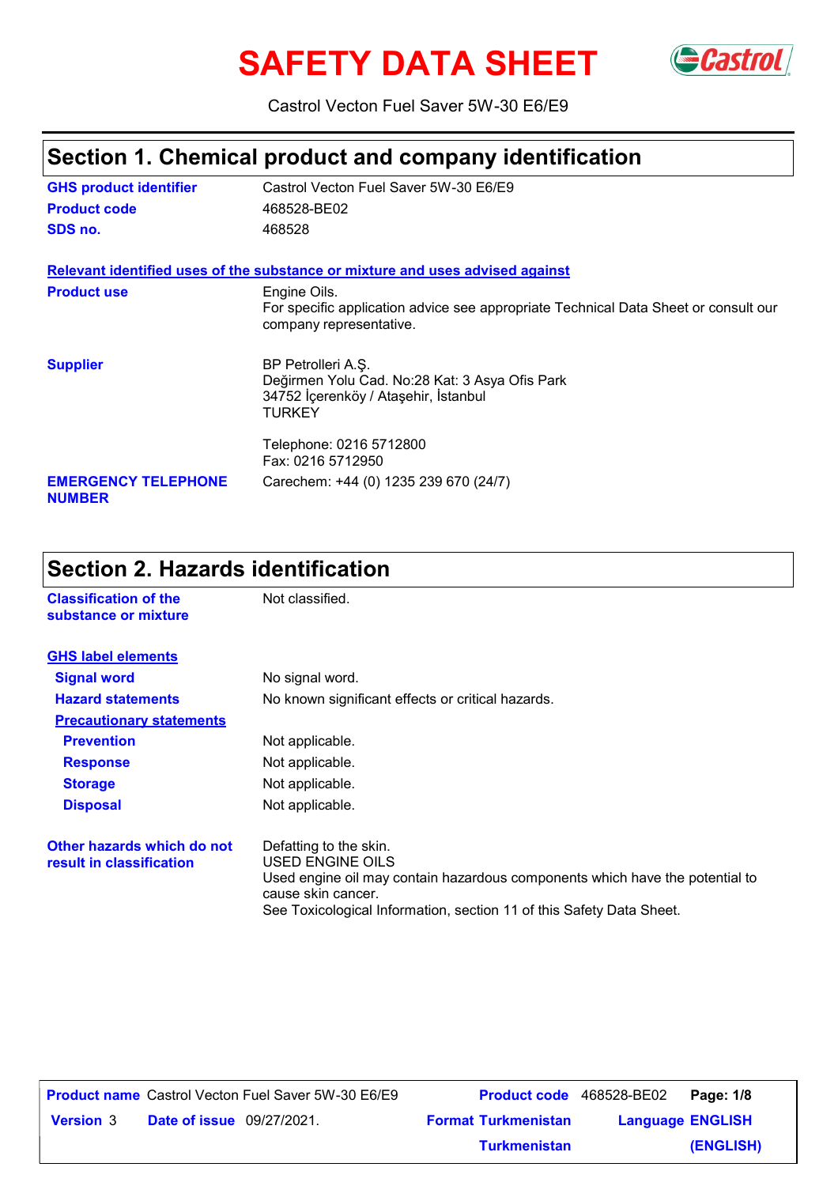# SAFETY DATA SHEET

Castrol Vecton Fuel Saver 5W-30 E6/E9

## Section 1. Chemical product and company identification

| | |
|---|---|
| **GHS product identifier** | Castrol Vecton Fuel Saver 5W-30 E6/E9 |
| **Product code** | 468528-BE02 |
| **SDS no.** | 468528 |

**Relevant identified uses of the substance or mixture and uses advised against**

| | |
|---|---|
| **Product use** | Engine Oils.<br>For specific application advice see appropriate Technical Data Sheet or consult our company representative. |
| **Supplier** | BP Petrolleri A.Ş.<br>Değirmen Yolu Cad. No:28 Kat: 3 Asya Ofis Park<br>34752 İçerenköy / Ataşehir, İstanbul<br>TURKEY<br><br>Telephone: 0216 5712800<br>Fax: 0216 5712950 |
| **EMERGENCY TELEPHONE NUMBER** | Carechem: +44 (0) 1235 239 670 (24/7) |

## Section 2. Hazards identification

| | |
|---|---|
| **Classification of the substance or mixture** | Not classified. |

**GHS label elements**

| | |
|---|---|
| **Signal word** | No signal word. |
| **Hazard statements** | No known significant effects or critical hazards. |

**Precautionary statements**

| | |
|---|---|
| **Prevention** | Not applicable. |
| **Response** | Not applicable. |
| **Storage** | Not applicable. |
| **Disposal** | Not applicable. |

| | |
|---|---|
| **Other hazards which do not result in classification** | Defatting to the skin.<br>USED ENGINE OILS<br>Used engine oil may contain hazardous components which have the potential to cause skin cancer.<br>See Toxicological Information, section 11 of this Safety Data Sheet. |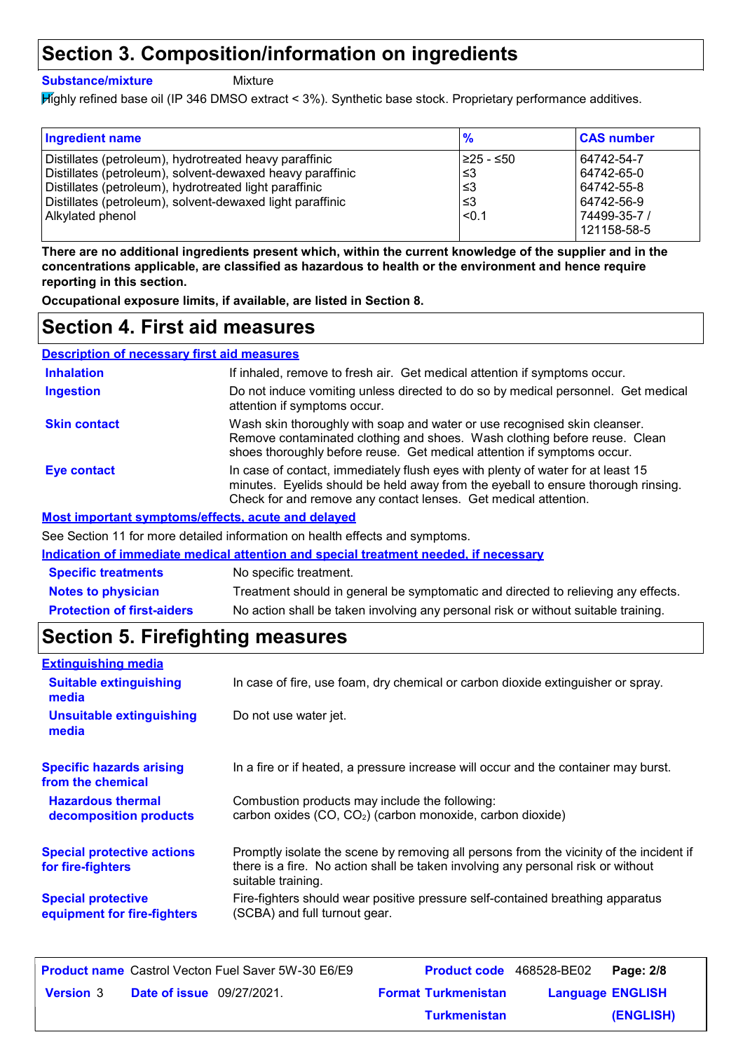# Section 3. Composition/information on ingredients

**Substance/mixture** Mixture

Highly refined base oil (IP 346 DMSO extract < 3%). Synthetic base stock. Proprietary performance additives.

| Ingredient name | % | CAS number |
|---|---|---|
| Distillates (petroleum), hydrotreated heavy paraffinic | ≥25 - ≤50 | 64742-54-7 |
| Distillates (petroleum), solvent-dewaxed heavy paraffinic | ≤3 | 64742-65-0 |
| Distillates (petroleum), hydrotreated light paraffinic | ≤3 | 64742-55-8 |
| Distillates (petroleum), solvent-dewaxed light paraffinic | ≤3 | 64742-56-9 |
| Alkylated phenol | <0.1 | 74499-35-7 / 121158-58-5 |

**There are no additional ingredients present which, within the current knowledge of the supplier and in the concentrations applicable, are classified as hazardous to health or the environment and hence require reporting in this section.**

**Occupational exposure limits, if available, are listed in Section 8.**

# Section 4. First aid measures

## Description of necessary first aid measures

**Inhalation** If inhaled, remove to fresh air. Get medical attention if symptoms occur.

**Ingestion** Do not induce vomiting unless directed to do so by medical personnel. Get medical attention if symptoms occur.

**Skin contact** Wash skin thoroughly with soap and water or use recognised skin cleanser. Remove contaminated clothing and shoes. Wash clothing before reuse. Clean shoes thoroughly before reuse. Get medical attention if symptoms occur.

**Eye contact** In case of contact, immediately flush eyes with plenty of water for at least 15 minutes. Eyelids should be held away from the eyeball to ensure thorough rinsing. Check for and remove any contact lenses. Get medical attention.

## Most important symptoms/effects, acute and delayed

See Section 11 for more detailed information on health effects and symptoms.

## Indication of immediate medical attention and special treatment needed, if necessary

**Specific treatments** No specific treatment.

**Notes to physician** Treatment should in general be symptomatic and directed to relieving any effects.

**Protection of first-aiders** No action shall be taken involving any personal risk or without suitable training.

# Section 5. Firefighting measures

## Extinguishing media

**Suitable extinguishing media** In case of fire, use foam, dry chemical or carbon dioxide extinguisher or spray.

**Unsuitable extinguishing media** Do not use water jet.

**Specific hazards arising from the chemical** In a fire or if heated, a pressure increase will occur and the container may burst.

**Hazardous thermal decomposition products** Combustion products may include the following:
carbon oxides ($CO$, $CO_2$) (carbon monoxide, carbon dioxide)

**Special protective actions for fire-fighters** Promptly isolate the scene by removing all persons from the vicinity of the incident if there is a fire. No action shall be taken involving any personal risk or without suitable training.

**Special protective equipment for fire-fighters** Fire-fighters should wear positive pressure self-contained breathing apparatus (SCBA) and full turnout gear.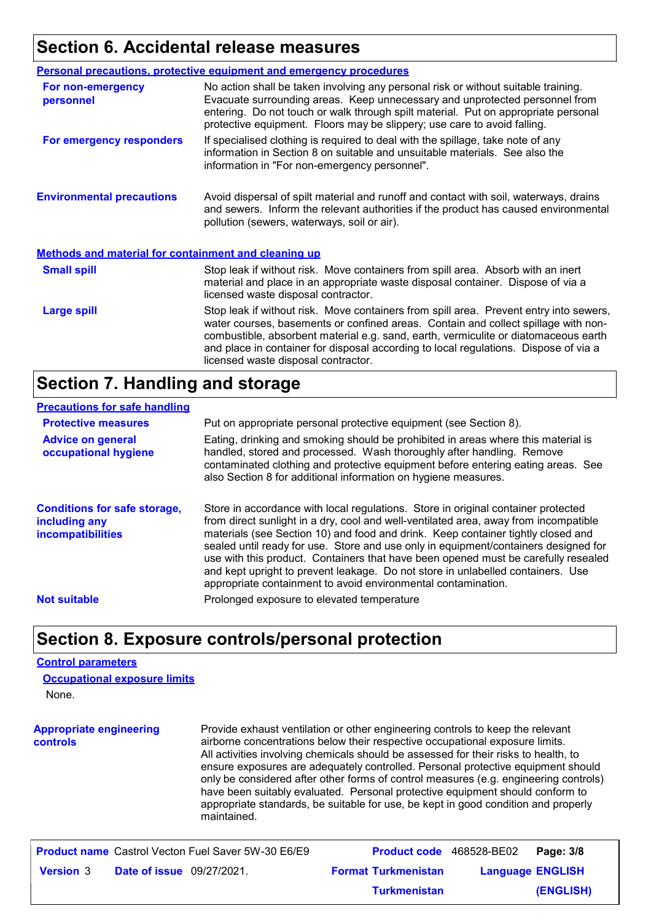## Section 6. Accidental release measures

### Personal precautions, protective equipment and emergency procedures

**For non-emergency personnel**

No action shall be taken involving any personal risk or without suitable training. Evacuate surrounding areas. Keep unnecessary and unprotected personnel from entering. Do not touch or walk through spilt material. Put on appropriate personal protective equipment. Floors may be slippery; use care to avoid falling.

**For emergency responders**

If specialised clothing is required to deal with the spillage, take note of any information in Section 8 on suitable and unsuitable materials. See also the information in "For non-emergency personnel".

**Environmental precautions**

Avoid dispersal of spilt material and runoff and contact with soil, waterways, drains and sewers. Inform the relevant authorities if the product has caused environmental pollution (sewers, waterways, soil or air).

### Methods and material for containment and cleaning up

**Small spill**

Stop leak if without risk. Move containers from spill area. Absorb with an inert material and place in an appropriate waste disposal container. Dispose of via a licensed waste disposal contractor.

**Large spill**

Stop leak if without risk. Move containers from spill area. Prevent entry into sewers, water courses, basements or confined areas. Contain and collect spillage with non-combustible, absorbent material e.g. sand, earth, vermiculite or diatomaceous earth and place in container for disposal according to local regulations. Dispose of via a licensed waste disposal contractor.

## Section 7. Handling and storage

### Precautions for safe handling

**Protective measures**

Put on appropriate personal protective equipment (see Section 8).

**Advice on general occupational hygiene**

Eating, drinking and smoking should be prohibited in areas where this material is handled, stored and processed. Wash thoroughly after handling. Remove contaminated clothing and protective equipment before entering eating areas. See also Section 8 for additional information on hygiene measures.

**Conditions for safe storage, including any incompatibilities**

Store in accordance with local regulations. Store in original container protected from direct sunlight in a dry, cool and well-ventilated area, away from incompatible materials (see Section 10) and food and drink. Keep container tightly closed and sealed until ready for use. Store and use only in equipment/containers designed for use with this product. Containers that have been opened must be carefully resealed and kept upright to prevent leakage. Do not store in unlabelled containers. Use appropriate containment to avoid environmental contamination.

**Not suitable**

Prolonged exposure to elevated temperature

## Section 8. Exposure controls/personal protection

### Control parameters

#### Occupational exposure limits

None.

**Appropriate engineering controls**

Provide exhaust ventilation or other engineering controls to keep the relevant airborne concentrations below their respective occupational exposure limits. All activities involving chemicals should be assessed for their risks to health, to ensure exposures are adequately controlled. Personal protective equipment should only be considered after other forms of control measures (e.g. engineering controls) have been suitably evaluated. Personal protective equipment should conform to appropriate standards, be suitable for use, be kept in good condition and properly maintained.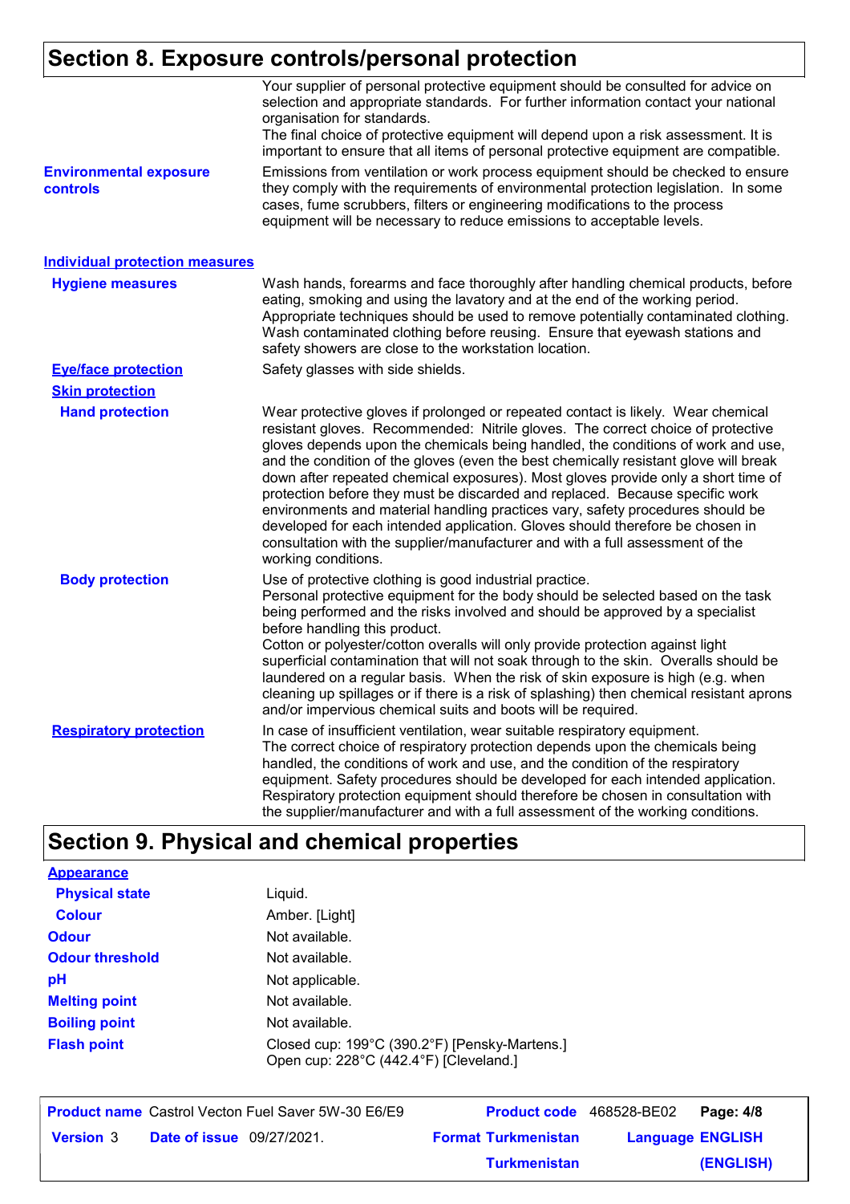## Section 8. Exposure controls/personal protection

Your supplier of personal protective equipment should be consulted for advice on selection and appropriate standards. For further information contact your national organisation for standards.
The final choice of protective equipment will depend upon a risk assessment. It is important to ensure that all items of personal protective equipment are compatible.

**Environmental exposure controls**: Emissions from ventilation or work process equipment should be checked to ensure they comply with the requirements of environmental protection legislation. In some cases, fume scrubbers, filters or engineering modifications to the process equipment will be necessary to reduce emissions to acceptable levels.

### Individual protection measures

**Hygiene measures**: Wash hands, forearms and face thoroughly after handling chemical products, before eating, smoking and using the lavatory and at the end of the working period. Appropriate techniques should be used to remove potentially contaminated clothing. Wash contaminated clothing before reusing. Ensure that eyewash stations and safety showers are close to the workstation location.

**Eye/face protection**: Safety glasses with side shields.

**Skin protection**

**Hand protection**: Wear protective gloves if prolonged or repeated contact is likely. Wear chemical resistant gloves. Recommended: Nitrile gloves. The correct choice of protective gloves depends upon the chemicals being handled, the conditions of work and use, and the condition of the gloves (even the best chemically resistant glove will break down after repeated chemical exposures). Most gloves provide only a short time of protection before they must be discarded and replaced. Because specific work environments and material handling practices vary, safety procedures should be developed for each intended application. Gloves should therefore be chosen in consultation with the supplier/manufacturer and with a full assessment of the working conditions.

**Body protection**: Use of protective clothing is good industrial practice.
Personal protective equipment for the body should be selected based on the task being performed and the risks involved and should be approved by a specialist before handling this product.
Cotton or polyester/cotton overalls will only provide protection against light superficial contamination that will not soak through to the skin. Overalls should be laundered on a regular basis. When the risk of skin exposure is high (e.g. when cleaning up spillages or if there is a risk of splashing) then chemical resistant aprons and/or impervious chemical suits and boots will be required.

**Respiratory protection**: In case of insufficient ventilation, wear suitable respiratory equipment.
The correct choice of respiratory protection depends upon the chemicals being handled, the conditions of work and use, and the condition of the respiratory equipment. Safety procedures should be developed for each intended application. Respiratory protection equipment should therefore be chosen in consultation with the supplier/manufacturer and with a full assessment of the working conditions.

## Section 9. Physical and chemical properties

**Appearance**

| Property | Value |
|---|---|
| Physical state | Liquid. |
| Colour | Amber. [Light] |
| Odour | Not available. |
| Odour threshold | Not available. |
| pH | Not applicable. |
| Melting point | Not available. |
| Boiling point | Not available. |
| Flash point | Closed cup: 199°C (390.2°F) [Pensky-Martens.]<br>Open cup: 228°C (442.4°F) [Cleveland.] |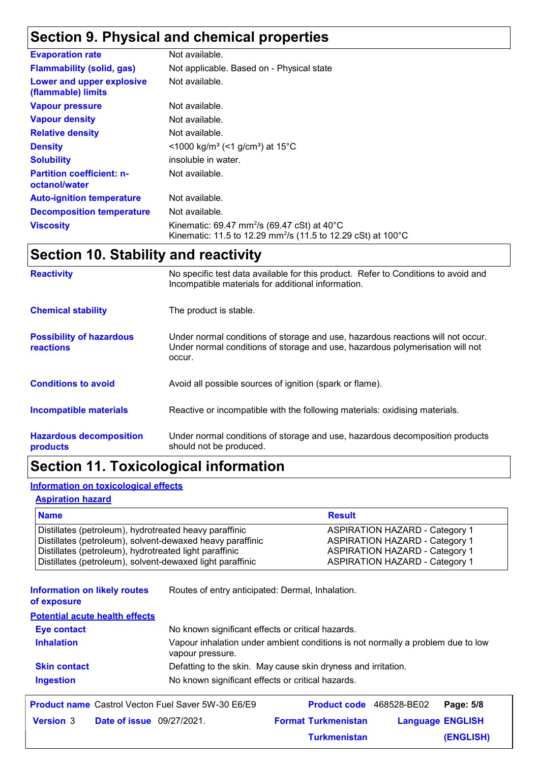## Section 9. Physical and chemical properties

| | |
|---|---|
| **Evaporation rate** | Not available. |
| **Flammability (solid, gas)** | Not applicable. Based on - Physical state |
| **Lower and upper explosive (flammable) limits** | Not available. |
| **Vapour pressure** | Not available. |
| **Vapour density** | Not available. |
| **Relative density** | Not available. |
| **Density** | <1000 kg/m³ (<1 g/cm³) at 15°C |
| **Solubility** | insoluble in water. |
| **Partition coefficient: n-octanol/water** | Not available. |
| **Auto-ignition temperature** | Not available. |
| **Decomposition temperature** | Not available. |
| **Viscosity** | Kinematic: 69.47 $mm^2/s$ (69.47 cSt) at 40°C<br>Kinematic: 11.5 to 12.29 $mm^2/s$ (11.5 to 12.29 cSt) at 100°C |

## Section 10. Stability and reactivity

| | |
|---|---|
| **Reactivity** | No specific test data available for this product. Refer to Conditions to avoid and Incompatible materials for additional information. |
| **Chemical stability** | The product is stable. |
| **Possibility of hazardous reactions** | Under normal conditions of storage and use, hazardous reactions will not occur. Under normal conditions of storage and use, hazardous polymerisation will not occur. |
| **Conditions to avoid** | Avoid all possible sources of ignition (spark or flame). |
| **Incompatible materials** | Reactive or incompatible with the following materials: oxidising materials. |
| **Hazardous decomposition products** | Under normal conditions of storage and use, hazardous decomposition products should not be produced. |

## Section 11. Toxicological information

**Information on toxicological effects**

**Aspiration hazard**

| Name | Result |
|---|---|
| Distillates (petroleum), hydrotreated heavy paraffinic | ASPIRATION HAZARD - Category 1 |
| Distillates (petroleum), solvent-dewaxed heavy paraffinic | ASPIRATION HAZARD - Category 1 |
| Distillates (petroleum), hydrotreated light paraffinic | ASPIRATION HAZARD - Category 1 |
| Distillates (petroleum), solvent-dewaxed light paraffinic | ASPIRATION HAZARD - Category 1 |

**Information on likely routes of exposure**: Routes of entry anticipated: Dermal, Inhalation.

**Potential acute health effects**

| | |
|---|---|
| **Eye contact** | No known significant effects or critical hazards. |
| **Inhalation** | Vapour inhalation under ambient conditions is not normally a problem due to low vapour pressure. |
| **Skin contact** | Defatting to the skin. May cause skin dryness and irritation. |
| **Ingestion** | No known significant effects or critical hazards. |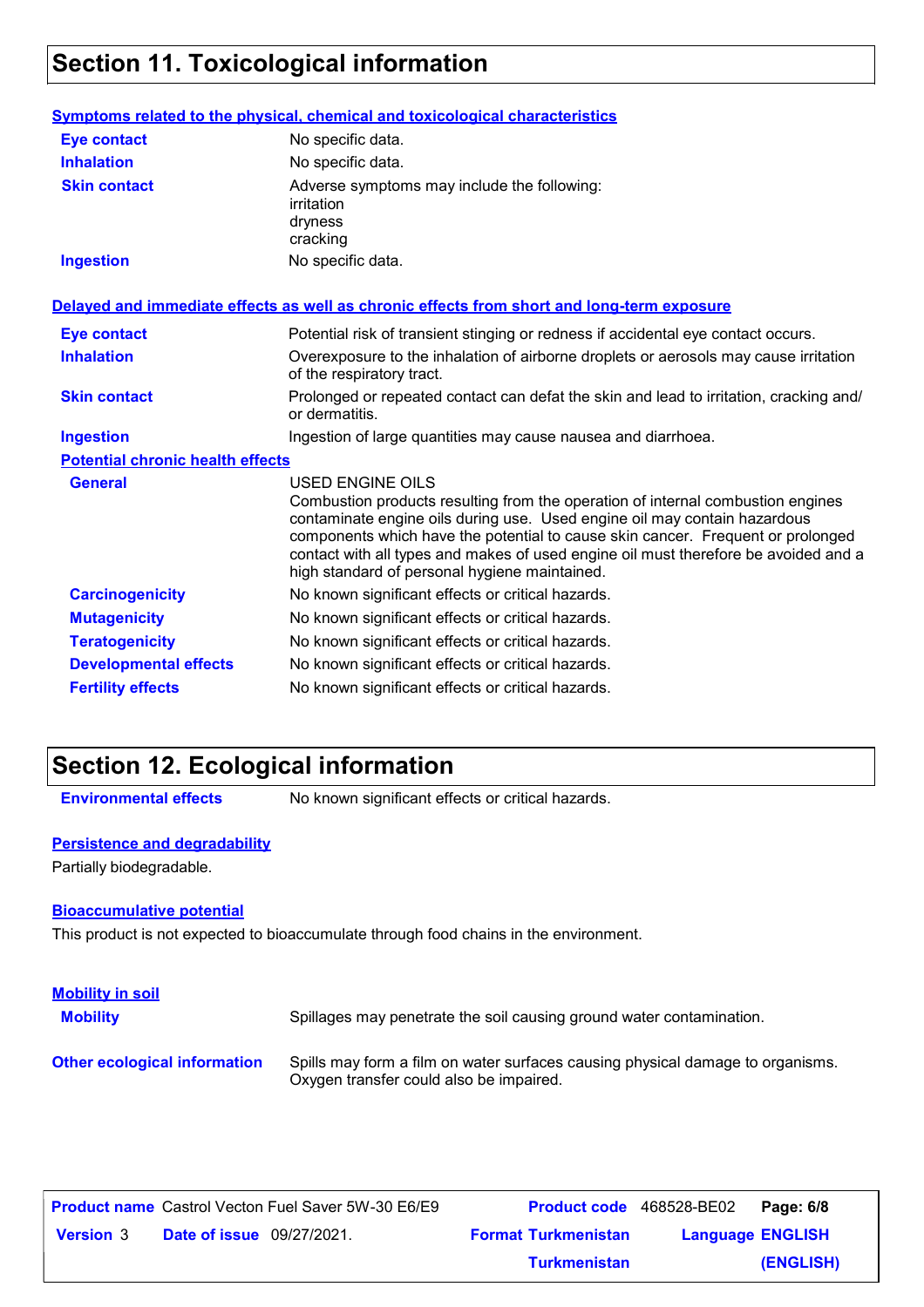## Section 11. Toxicological information

**Symptoms related to the physical, chemical and toxicological characteristics**

| | |
|---|---|
| **Eye contact** | No specific data. |
| **Inhalation** | No specific data. |
| **Skin contact** | Adverse symptoms may include the following:<br>irritation<br>dryness<br>cracking |
| **Ingestion** | No specific data. |

**Delayed and immediate effects as well as chronic effects from short and long-term exposure**

| | |
|---|---|
| **Eye contact** | Potential risk of transient stinging or redness if accidental eye contact occurs. |
| **Inhalation** | Overexposure to the inhalation of airborne droplets or aerosols may cause irritation of the respiratory tract. |
| **Skin contact** | Prolonged or repeated contact can defat the skin and lead to irritation, cracking and/ or dermatitis. |
| **Ingestion** | Ingestion of large quantities may cause nausea and diarrhoea. |

**Potential chronic health effects**

| | |
|---|---|
| **General** | USED ENGINE OILS<br>Combustion products resulting from the operation of internal combustion engines contaminate engine oils during use. Used engine oil may contain hazardous components which have the potential to cause skin cancer. Frequent or prolonged contact with all types and makes of used engine oil must therefore be avoided and a high standard of personal hygiene maintained. |
| **Carcinogenicity** | No known significant effects or critical hazards. |
| **Mutagenicity** | No known significant effects or critical hazards. |
| **Teratogenicity** | No known significant effects or critical hazards. |
| **Developmental effects** | No known significant effects or critical hazards. |
| **Fertility effects** | No known significant effects or critical hazards. |

## Section 12. Ecological information

**Environmental effects** No known significant effects or critical hazards.

**Persistence and degradability**

Partially biodegradable.

**Bioaccumulative potential**

This product is not expected to bioaccumulate through food chains in the environment.

**Mobility in soil**

**Mobility** Spillages may penetrate the soil causing ground water contamination.

**Other ecological information** Spills may form a film on water surfaces causing physical damage to organisms. Oxygen transfer could also be impaired.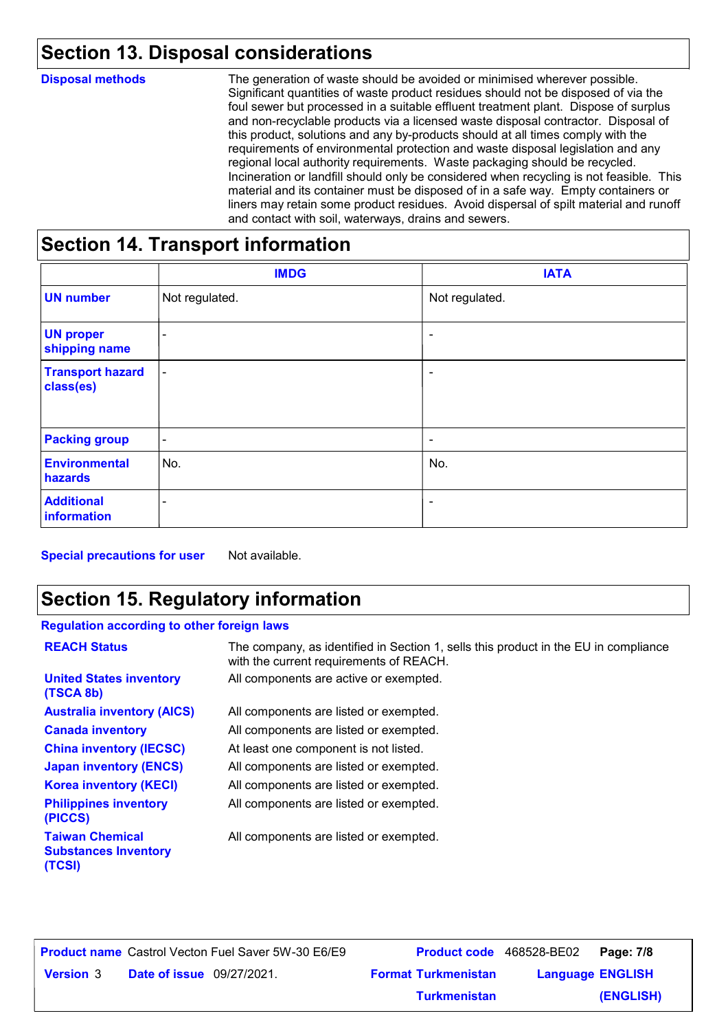## Section 13. Disposal considerations

**Disposal methods**

The generation of waste should be avoided or minimised wherever possible. Significant quantities of waste product residues should not be disposed of via the foul sewer but processed in a suitable effluent treatment plant. Dispose of surplus and non-recyclable products via a licensed waste disposal contractor. Disposal of this product, solutions and any by-products should at all times comply with the requirements of environmental protection and waste disposal legislation and any regional local authority requirements. Waste packaging should be recycled. Incineration or landfill should only be considered when recycling is not feasible. This material and its container must be disposed of in a safe way. Empty containers or liners may retain some product residues. Avoid dispersal of spilt material and runoff and contact with soil, waterways, drains and sewers.

## Section 14. Transport information

| | IMDG | IATA |
|---|---|---|
| **UN number** | Not regulated. | Not regulated. |
| **UN proper shipping name** | - | - |
| **Transport hazard class(es)** | - | - |
| **Packing group** | - | - |
| **Environmental hazards** | No. | No. |
| **Additional information** | - | - |

**Special precautions for user** Not available.

## Section 15. Regulatory information

**Regulation according to other foreign laws**

| | |
|---|---|
| **REACH Status** | The company, as identified in Section 1, sells this product in the EU in compliance with the current requirements of REACH. |
| **United States inventory (TSCA 8b)** | All components are active or exempted. |
| **Australia inventory (AICS)** | All components are listed or exempted. |
| **Canada inventory** | All components are listed or exempted. |
| **China inventory (IECSC)** | At least one component is not listed. |
| **Japan inventory (ENCS)** | All components are listed or exempted. |
| **Korea inventory (KECI)** | All components are listed or exempted. |
| **Philippines inventory (PICCS)** | All components are listed or exempted. |
| **Taiwan Chemical Substances Inventory (TCSI)** | All components are listed or exempted. |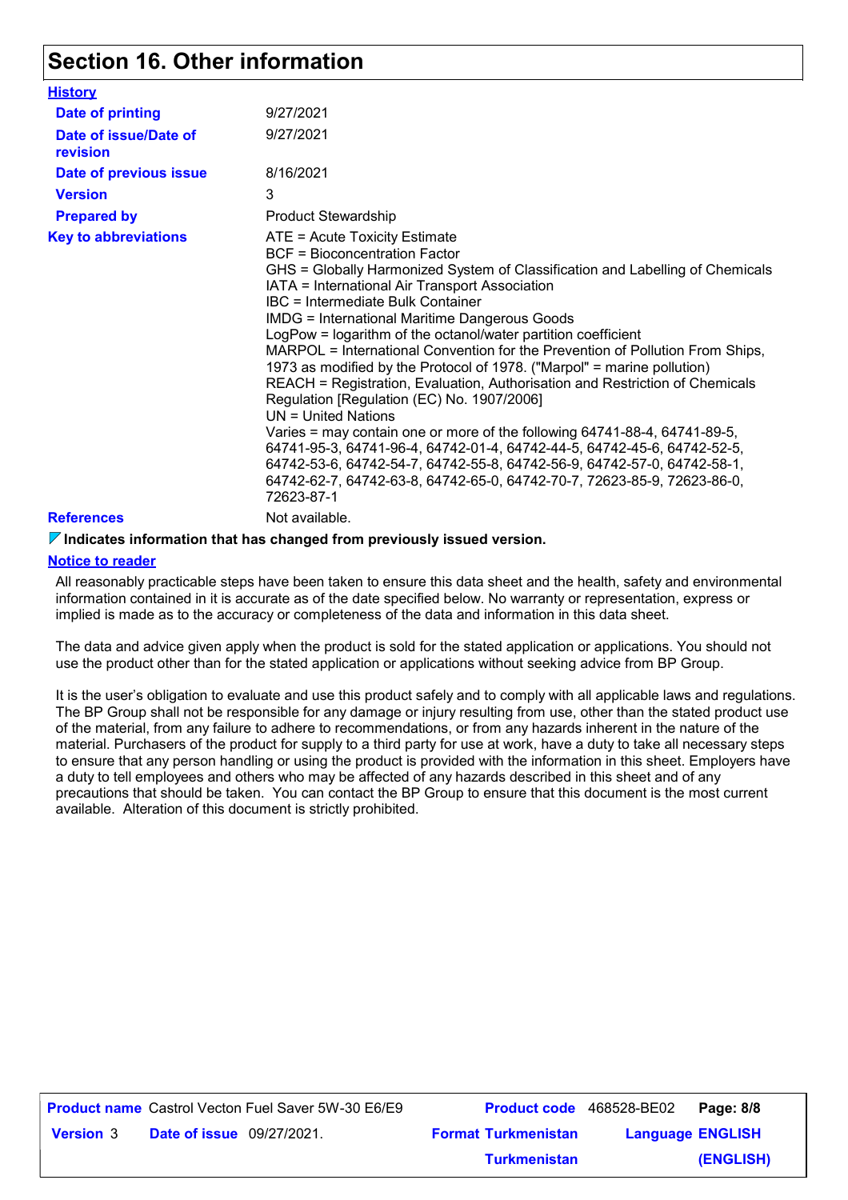# Section 16. Other information

**History**

| | |
|---|---|
| **Date of printing** | 9/27/2021 |
| **Date of issue/Date of revision** | 9/27/2021 |
| **Date of previous issue** | 8/16/2021 |
| **Version** | 3 |
| **Prepared by** | Product Stewardship |
| **Key to abbreviations** | ATE = Acute Toxicity Estimate<br>BCF = Bioconcentration Factor<br>GHS = Globally Harmonized System of Classification and Labelling of Chemicals<br>IATA = International Air Transport Association<br>IBC = Intermediate Bulk Container<br>IMDG = International Maritime Dangerous Goods<br>LogPow = logarithm of the octanol/water partition coefficient<br>MARPOL = International Convention for the Prevention of Pollution From Ships, 1973 as modified by the Protocol of 1978. ("Marpol" = marine pollution)<br>REACH = Registration, Evaluation, Authorisation and Restriction of Chemicals Regulation [Regulation (EC) No. 1907/2006]<br>UN = United Nations<br>Varies = may contain one or more of the following 64741-88-4, 64741-89-5, 64741-95-3, 64741-96-4, 64742-01-4, 64742-44-5, 64742-45-6, 64742-52-5, 64742-53-6, 64742-54-7, 64742-55-8, 64742-56-9, 64742-57-0, 64742-58-1, 64742-62-7, 64742-63-8, 64742-65-0, 64742-70-7, 72623-85-9, 72623-86-0, 72623-87-1 |
| **References** | Not available. |

**Indicates information that has changed from previously issued version.**

**Notice to reader**

All reasonably practicable steps have been taken to ensure this data sheet and the health, safety and environmental information contained in it is accurate as of the date specified below. No warranty or representation, express or implied is made as to the accuracy or completeness of the data and information in this data sheet.

The data and advice given apply when the product is sold for the stated application or applications. You should not use the product other than for the stated application or applications without seeking advice from BP Group.

It is the user's obligation to evaluate and use this product safely and to comply with all applicable laws and regulations. The BP Group shall not be responsible for any damage or injury resulting from use, other than the stated product use of the material, from any failure to adhere to recommendations, or from any hazards inherent in the nature of the material. Purchasers of the product for supply to a third party for use at work, have a duty to take all necessary steps to ensure that any person handling or using the product is provided with the information in this sheet. Employers have a duty to tell employees and others who may be affected of any hazards described in this sheet and of any precautions that should be taken. You can contact the BP Group to ensure that this document is the most current available. Alteration of this document is strictly prohibited.